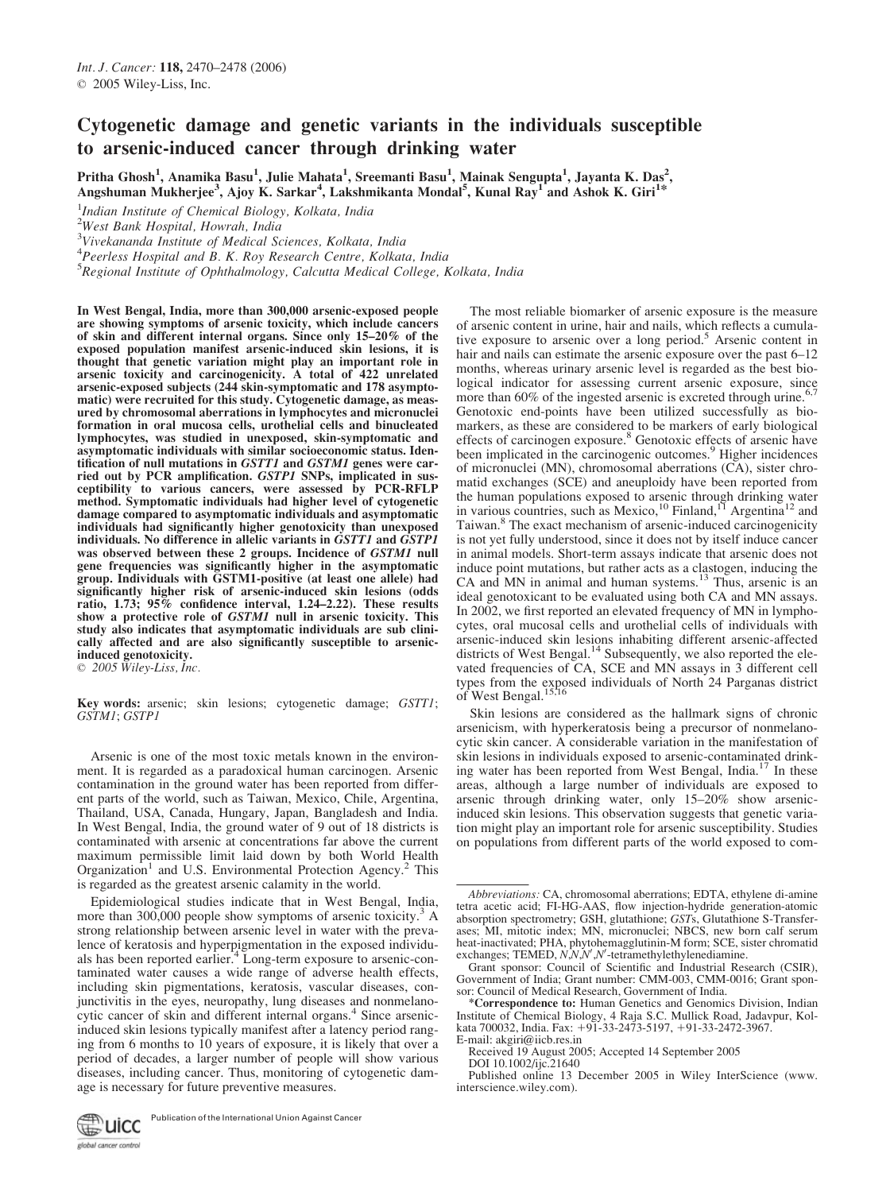# Cytogenetic damage and genetic variants in the individuals susceptible to arsenic-induced cancer through drinking water

Pritha Ghosh[1], Anamika Basu[1], Julie Mahata[1], Sreemanti Basu[1], Mainak Sengupta[1], Jayanta K. Das[2], Angshuman Mukherjee[3], Ajoy K. Sarkar[4], Lakshmikanta Mondal[5], Kunal Ray[1] and Ashok K. Giri[1]*

[1]*Indian Institute of Chemical Biology, Kolkata, India*

[2]*West Bank Hospital, Howrah, India*

[3]*Vivekananda Institute of Medical Sciences, Kolkata, India*

[4]*Peerless Hospital and B. K. Roy Research Centre, Kolkata, India*

[5]*Regional Institute of Ophthalmology, Calcutta Medical College, Kolkata, India*

**In West Bengal, India, more than 300,000 arsenic-exposed people are showing symptoms of arsenic toxicity, which include cancers of skin and different internal organs. Since only 15–20% of the exposed population manifest arsenic-induced skin lesions, it is thought that genetic variation might play an important role in arsenic toxicity and carcinogenicity. A total of 422 unrelated arsenic-exposed subjects (244 skin-symptomatic and 178 asymptomatic) were recruited for this study. Cytogenetic damage, as measured by chromosomal aberrations in lymphocytes and micronuclei formation in oral mucosa cells, urothelial cells and binucleated lymphocytes, was studied in unexposed, skin-symptomatic and asymptomatic individuals with similar socioeconomic status. Identification of null mutations in *GSTT1* and *GSTM1* genes were carried out by PCR amplification. *GSTP1* SNPs, implicated in susceptibility to various cancers, were assessed by PCR-RFLP method. Symptomatic individuals had higher level of cytogenetic damage compared to asymptomatic individuals and asymptomatic individuals had significantly higher genotoxicity than unexposed individuals. No difference in allelic variants in *GSTT1* and *GSTP1* was observed between these 2 groups. Incidence of *GSTM1* null gene frequencies was significantly higher in the asymptomatic group. Individuals with GSTM1-positive (at least one allele) had significantly higher risk of arsenic-induced skin lesions (odds ratio, 1.73; 95% confidence interval, 1.24–2.22). These results show a protective role of *GSTM1* null in arsenic toxicity. This study also indicates that asymptomatic individuals are sub clinically affected and are also significantly susceptible to arsenic-induced genotoxicity.**

© 2005 Wiley-Liss, Inc.

**Key words:** arsenic; skin lesions; cytogenetic damage; *GSTT1*; *GSTM1*; *GSTP1*

Arsenic is one of the most toxic metals known in the environment. It is regarded as a paradoxical human carcinogen. Arsenic contamination in the ground water has been reported from different parts of the world, such as Taiwan, Mexico, Chile, Argentina, Thailand, USA, Canada, Hungary, Japan, Bangladesh and India. In West Bengal, India, the ground water of 9 out of 18 districts is contaminated with arsenic at concentrations far above the current maximum permissible limit laid down by both World Health Organization[1] and U.S. Environmental Protection Agency.[2] This is regarded as the greatest arsenic calamity in the world.

Epidemiological studies indicate that in West Bengal, India, more than 300,000 people show symptoms of arsenic toxicity.[3] A strong relationship between arsenic level in water with the prevalence of keratosis and hyperpigmentation in the exposed individuals has been reported earlier.[4] Long-term exposure to arsenic-contaminated water causes a wide range of adverse health effects, including skin pigmentations, keratosis, vascular diseases, conjunctivitis in the eyes, neuropathy, lung diseases and nonmelanocytic cancer of skin and different internal organs.[4] Since arsenic-induced skin lesions typically manifest after a latency period ranging from 6 months to 10 years of exposure, it is likely that over a period of decades, a larger number of people will show various diseases, including cancer. Thus, monitoring of cytogenetic damage is necessary for future preventive measures.

The most reliable biomarker of arsenic exposure is the measure of arsenic content in urine, hair and nails, which reflects a cumulative exposure to arsenic over a long period.[5] Arsenic content in hair and nails can estimate the arsenic exposure over the past 6–12 months, whereas urinary arsenic level is regarded as the best biological indicator for assessing current arsenic exposure, since more than 60% of the ingested arsenic is excreted through urine.[6,7] Genotoxic end-points have been utilized successfully as biomarkers, as these are considered to be markers of early biological effects of carcinogen exposure.[8] Genotoxic effects of arsenic have been implicated in the carcinogenic outcomes.[9] Higher incidences of micronuclei (MN), chromosomal aberrations (CA), sister chromatid exchanges (SCE) and aneuploidy have been reported from the human populations exposed to arsenic through drinking water in various countries, such as Mexico,[10] Finland,[11] Argentina[12] and Taiwan.[8] The exact mechanism of arsenic-induced carcinogenicity is not yet fully understood, since it does not by itself induce cancer in animal models. Short-term assays indicate that arsenic does not induce point mutations, but rather acts as a clastogen, inducing the CA and MN in animal and human systems.[13] Thus, arsenic is an ideal genotoxicant to be evaluated using both CA and MN assays. In 2002, we first reported an elevated frequency of MN in lymphocytes, oral mucosal cells and urothelial cells of individuals with arsenic-induced skin lesions inhabiting different arsenic-affected districts of West Bengal.[14] Subsequently, we also reported the elevated frequencies of CA, SCE and MN assays in 3 different cell types from the exposed individuals of North 24 Parganas district of West Bengal.[15,16]

Skin lesions are considered as the hallmark signs of chronic arsenicism, with hyperkeratosis being a precursor of nonmelanocytic skin cancer. A considerable variation in the manifestation of skin lesions in individuals exposed to arsenic-contaminated drinking water has been reported from West Bengal, India.[17] In these areas, although a large number of individuals are exposed to arsenic through drinking water, only 15–20% show arsenic-induced skin lesions. This observation suggests that genetic variation might play an important role for arsenic susceptibility. Studies on populations from different parts of the world exposed to com-

---

*Abbreviations:* CA, chromosomal aberrations; EDTA, ethylene di-amine tetra acetic acid; FI-HG-AAS, flow injection-hydride generation-atomic absorption spectrometry; GSH, glutathione; *GST*s, Glutathione S-Transferases; MI, mitotic index; MN, micronuclei; NBCS, new born calf serum heat-inactivated; PHA, phytohemagglutinin-M form; SCE, sister chromatid exchanges; TEMED, *N,N,N′,N′*-tetramethylethylenediamine.

Grant sponsor: Council of Scientific and Industrial Research (CSIR), Government of India; Grant number: CMM-003, CMM-0016; Grant sponsor: Council of Medical Research, Government of India.

*Correspondence to: Human Genetics and Genomics Division, Indian Institute of Chemical Biology, 4 Raja S.C. Mullick Road, Jadavpur, Kolkata 700032, India. Fax: +91-33-2473-5197, +91-33-2472-3967. E-mail: akgiri@iicb.res.in

Received 19 August 2005; Accepted 14 September 2005

DOI 10.1002/ijc.21640

Published online 13 December 2005 in Wiley InterScience (www.interscience.wiley.com).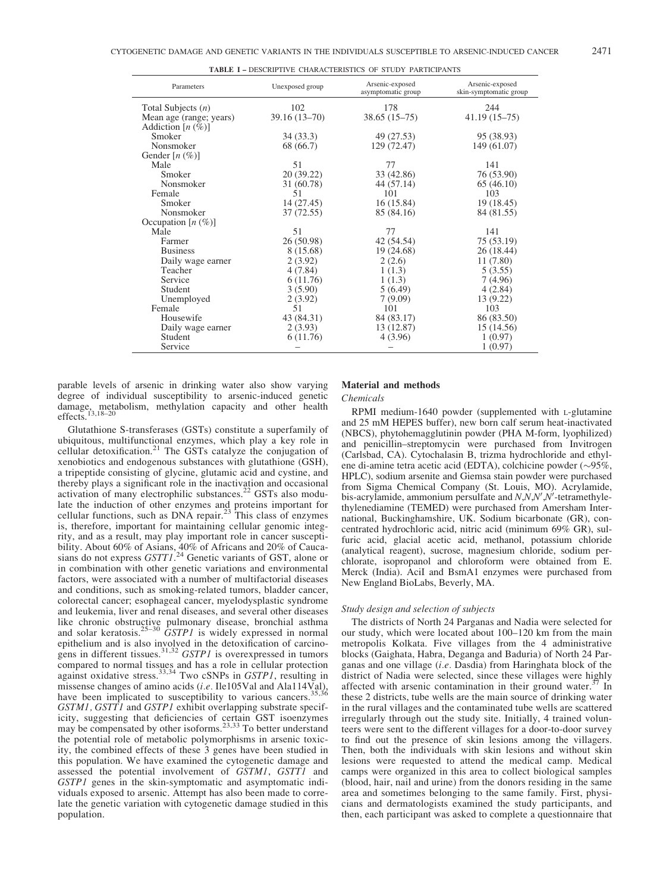**TABLE I** – DESCRIPTIVE CHARACTERISTICS OF STUDY PARTICIPANTS

| Parameters | Unexposed group | Arsenic-exposed asymptomatic group | Arsenic-exposed skin-symptomatic group |
|---|---|---|---|
| Total Subjects ($n$) | 102 | 178 | 244 |
| Mean age (range; years) | 39.16 (13–70) | 38.65 (15–75) | 41.19 (15–75) |
| Addiction [$n$ (%)] | | | |
| Smoker | 34 (33.3) | 49 (27.53) | 95 (38.93) |
| Nonsmoker | 68 (66.7) | 129 (72.47) | 149 (61.07) |
| Gender [$n$ (%)] | | | |
| Male | 51 | 77 | 141 |
| Smoker | 20 (39.22) | 33 (42.86) | 76 (53.90) |
| Nonsmoker | 31 (60.78) | 44 (57.14) | 65 (46.10) |
| Female | 51 | 101 | 103 |
| Smoker | 14 (27.45) | 16 (15.84) | 19 (18.45) |
| Nonsmoker | 37 (72.55) | 85 (84.16) | 84 (81.55) |
| Occupation [$n$ (%)] | | | |
| Male | 51 | 77 | 141 |
| Farmer | 26 (50.98) | 42 (54.54) | 75 (53.19) |
| Business | 8 (15.68) | 19 (24.68) | 26 (18.44) |
| Daily wage earner | 2 (3.92) | 2 (2.6) | 11 (7.80) |
| Teacher | 4 (7.84) | 1 (1.3) | 5 (3.55) |
| Service | 6 (11.76) | 1 (1.3) | 7 (4.96) |
| Student | 3 (5.90) | 5 (6.49) | 4 (2.84) |
| Unemployed | 2 (3.92) | 7 (9.09) | 13 (9.22) |
| Female | 51 | 101 | 103 |
| Housewife | 43 (84.31) | 84 (83.17) | 86 (83.50) |
| Daily wage earner | 2 (3.93) | 13 (12.87) | 15 (14.56) |
| Student | 6 (11.76) | 4 (3.96) | 1 (0.97) |
| Service | – | – | 1 (0.97) |

parable levels of arsenic in drinking water also show varying degree of individual susceptibility to arsenic-induced genetic damage, metabolism, methylation capacity and other health effects.[13,18–20]

Glutathione S-transferases (GSTs) constitute a superfamily of ubiquitous, multifunctional enzymes, which play a key role in cellular detoxification.[21] The GSTs catalyze the conjugation of xenobiotics and endogenous substances with glutathione (GSH), a tripeptide consisting of glycine, glutamic acid and cystine, and thereby plays a significant role in the inactivation and occasional activation of many electrophilic substances.[22] GSTs also modulate the induction of other enzymes and proteins important for cellular functions, such as DNA repair.[23] This class of enzymes is, therefore, important for maintaining cellular genomic integrity, and as a result, may play important role in cancer susceptibility. About 60% of Asians, 40% of Africans and 20% of Caucasians do not express *GSTT1*.[24] Genetic variants of GST, alone or in combination with other genetic variations and environmental factors, were associated with a number of multifactorial diseases and conditions, such as smoking-related tumors, bladder cancer, colorectal cancer; esophageal cancer, myelodysplastic syndrome and leukemia, liver and renal diseases, and several other diseases like chronic obstructive pulmonary disease, bronchial asthma and solar keratosis.[25–30] *GSTP1* is widely expressed in normal epithelium and is also involved in the detoxification of carcinogens in different tissues.[31,32] *GSTP1* is overexpressed in tumors compared to normal tissues and has a role in cellular protection against oxidative stress.[33,34] Two cSNPs in *GSTP1*, resulting in missense changes of amino acids (*i.e*. Ile105Val and Ala114Val), have been implicated to susceptibility to various cancers.[35,36] *GSTM1*, *GSTT1* and *GSTP1* exhibit overlapping substrate specificity, suggesting that deficiencies of certain GST isoenzymes may be compensated by other isoforms.[23,33] To better understand the potential role of metabolic polymorphisms in arsenic toxicity, the combined effects of these 3 genes have been studied in this population. We have examined the cytogenetic damage and assessed the potential involvement of *GSTM1*, *GSTT1* and *GSTP1* genes in the skin-symptomatic and asymptomatic individuals exposed to arsenic. Attempt has also been made to correlate the genetic variation with cytogenetic damage studied in this population.

## Material and methods

### Chemicals

RPMI medium-1640 powder (supplemented with L-glutamine and 25 mM HEPES buffer), new born calf serum heat-inactivated (NBCS), phytohemagglutinin powder (PHA M-form, lyophilized) and penicillin–streptomycin were purchased from Invitrogen (Carlsbad, CA). Cytochalasin B, trizma hydrochloride and ethylene di-amine tetra acetic acid (EDTA), colchicine powder (~95%, HPLC), sodium arsenite and Giemsa stain powder were purchased from Sigma Chemical Company (St. Louis, MO). Acrylamide, bis-acrylamide, ammonium persulfate and *N*,*N*,*N*′,*N*′-tetramethylethylenediamine (TEMED) were purchased from Amersham International, Buckinghamshire, UK. Sodium bicarbonate (GR), concentrated hydrochloric acid, nitric acid (minimum 69% GR), sulfuric acid, glacial acetic acid, methanol, potassium chloride (analytical reagent), sucrose, magnesium chloride, sodium perchlorate, isopropanol and chloroform were obtained from E. Merck (India). AciI and BsmA1 enzymes were purchased from New England BioLabs, Beverly, MA.

### Study design and selection of subjects

The districts of North 24 Parganas and Nadia were selected for our study, which were located about 100–120 km from the main metropolis Kolkata. Five villages from the 4 administrative blocks (Gaighata, Habra, Deganga and Baduria) of North 24 Parganas and one village (*i.e*. Dasdia) from Haringhata block of the district of Nadia were selected, since these villages were highly affected with arsenic contamination in their ground water.[37] In these 2 districts, tube wells are the main source of drinking water in the rural villages and the contaminated tube wells are scattered irregularly through out the study site. Initially, 4 trained volunteers were sent to the different villages for a door-to-door survey to find out the presence of skin lesions among the villagers. Then, both the individuals with skin lesions and without skin lesions were requested to attend the medical camp. Medical camps were organized in this area to collect biological samples (blood, hair, nail and urine) from the donors residing in the same area and sometimes belonging to the same family. First, physicians and dermatologists examined the study participants, and then, each participant was asked to complete a questionnaire that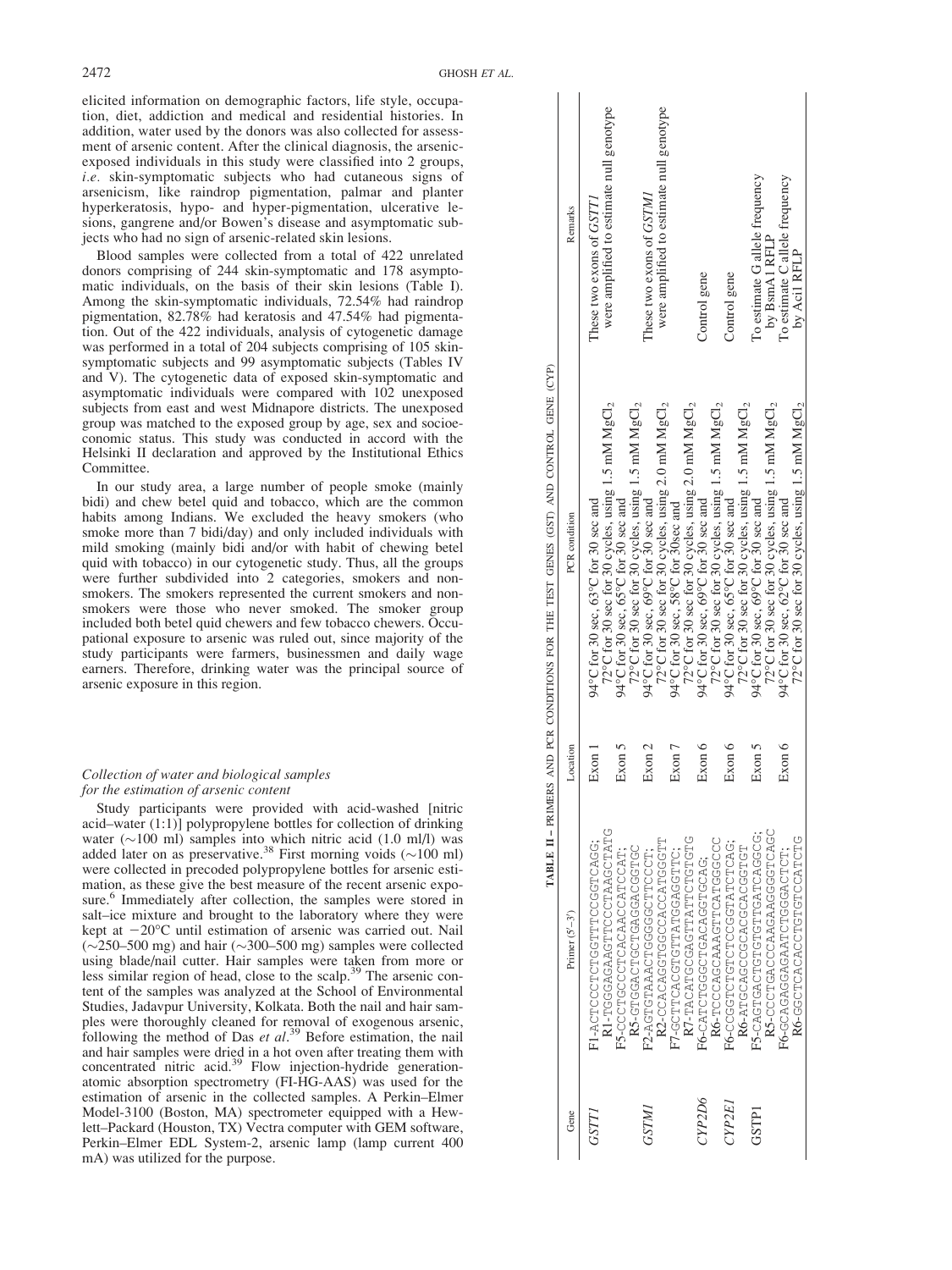elicited information on demographic factors, life style, occupation, diet, addiction and medical and residential histories. In addition, water used by the donors was also collected for assessment of arsenic content. After the clinical diagnosis, the arsenic-exposed individuals in this study were classified into 2 groups, *i.e.* skin-symptomatic subjects who had cutaneous signs of arsenicism, like raindrop pigmentation, palmar and planter hyperkeratosis, hypo- and hyper-pigmentation, ulcerative lesions, gangrene and/or Bowen's disease and asymptomatic subjects who had no sign of arsenic-related skin lesions.

Blood samples were collected from a total of 422 unrelated donors comprising of 244 skin-symptomatic and 178 asymptomatic individuals, on the basis of their skin lesions (Table I). Among the skin-symptomatic individuals, 72.54% had raindrop pigmentation, 82.78% had keratosis and 47.54% had pigmentation. Out of the 422 individuals, analysis of cytogenetic damage was performed in a total of 204 subjects comprising of 105 skin-symptomatic subjects and 99 asymptomatic subjects (Tables IV and V). The cytogenetic data of exposed skin-symptomatic and asymptomatic individuals were compared with 102 unexposed subjects from east and west Midnapore districts. The unexposed group was matched to the exposed group by age, sex and socioeconomic status. This study was conducted in accord with the Helsinki II declaration and approved by the Institutional Ethics Committee.

In our study area, a large number of people smoke (mainly bidi) and chew betel quid and tobacco, which are the common habits among Indians. We excluded the heavy smokers (who smoke more than 7 bidi/day) and only included individuals with mild smoking (mainly bidi and/or with habit of chewing betel quid with tobacco) in our cytogenetic study. Thus, all the groups were further subdivided into 2 categories, smokers and non-smokers. The smokers represented the current smokers and non-smokers were those who never smoked. The smoker group included both betel quid chewers and few tobacco chewers. Occupational exposure to arsenic was ruled out, since majority of the study participants were farmers, businessmen and daily wage earners. Therefore, drinking water was the principal source of arsenic exposure in this region.

### *Collection of water and biological samples for the estimation of arsenic content*

Study participants were provided with acid-washed [nitric acid–water (1:1)] polypropylene bottles for collection of drinking water (~100 ml) samples into which nitric acid (1.0 ml/l) was added later on as preservative.[38] First morning voids (~100 ml) were collected in precoded polypropylene bottles for arsenic estimation, as these give the best measure of the recent arsenic exposure.[6] Immediately after collection, the samples were stored in salt–ice mixture and brought to the laboratory where they were kept at −20°C until estimation of arsenic was carried out. Nail (~250–500 mg) and hair (~300–500 mg) samples were collected using blade/nail cutter. Hair samples were taken from more or less similar region of head, close to the scalp.[39] The arsenic content of the samples was analyzed at the School of Environmental Studies, Jadavpur University, Kolkata. Both the nail and hair samples were thoroughly cleaned for removal of exogenous arsenic, following the method of Das *et al*.[39] Before estimation, the nail and hair samples were dried in a hot oven after treating them with concentrated nitric acid.[39] Flow injection-hydride generation-atomic absorption spectrometry (FI-HG-AAS) was used for the estimation of arsenic in the collected samples. A Perkin–Elmer Model-3100 (Boston, MA) spectrometer equipped with a Hewlett–Packard (Houston, TX) Vectra computer with GEM software, Perkin–Elmer EDL System-2, arsenic lamp (lamp current 400 mA) was utilized for the purpose.

**TABLE II** – PRIMERS AND PCR CONDITIONS FOR THE TEST GENES (GST) AND CONTROL GENE (CYP)

| Gene | Primer (5′–3′) | Location | PCR condition | Remarks |
|---|---|---|---|---|
| *GSTT1* | F1-ACTCCCTCTGGTTTCCGGTCAGG; R1-TGGGAGAAGTTCCCTAAGCTATG | Exon 1 | 94°C for 30 sec, 63°C for 30 sec and 72°C for 30 sec for 30 cycles, using 1.5 mM $MgCl_2$ | These two exons of *GSTT1* were amplified to estimate null genotype |
| | F5-CCCTGCCCTCACAACCATCCAT; R5-GTGGACTGCTGAGGACGGTGC | Exon 5 | 94°C for 30 sec, 65°C for 30 sec and 72°C for 30 sec for 30 cycles, using 1.5 mM $MgCl_2$ | |
| *GSTM1* | F2-AGTGTAAACTGGGGCTTCCCT; R2-CCACAGGTGGCCACCATGGGT | Exon 2 | 94°C for 30 sec, 69°C for 30 sec and 72°C for 30 sec for 30 cycles, using 2.0 mM $MgCl_2$ | These two exons of *GSTM1* were amplified to estimate null genotype |
| | F7-GCTTCACGTGTTATGGAGGTTC; R7-TACATGCGAGTTATTCTGTGTG | Exon 7 | 94°C for 30 sec, 58°C for 30sec and 72°C for 30 sec for 30 cycles, using 2.0 mM $MgCl_2$ | |
| *CYP2D6* | F6-CATCTGGGCTGACAGGTGCAG; R6-TCCCAGCAAAGTTCATGGGCC | Exon 6 | 94°C for 30 sec, 69°C for 30 sec and 72°C for 30 sec for 30 cycles, using 1.5 mM $MgCl_2$ | Control gene |
| *CYP2E1* | F6-CCGGTCTGTCTCCGGTATCTCAG; R6-ATGCAGCCGCACGGCACGGTGT | Exon 6 | 94°C for 30 sec, 65°C for 30 sec and 72°C for 30 sec for 30 cycles, using 1.5 mM $MgCl_2$ | Control gene |
| GSTP1 | F5-CAGTGACTGTGTGTTGATCAGGCG; R5-CCCTGACCCAAGAAGGGGTCAGC | Exon 5 | 94°C for 30 sec, 69°C for 30 sec and 72°C for 30 sec for 30 cycles, using 1.5 mM $MgCl_2$ | To estimate G allele frequency by BsmA1 RFLP |
| | F6-GCAGAGGAGAATCTGGGACTCT; R6-GGCTCACACCTGTGTCCATCTG | Exon 6 | 94°C for 30 sec, 62°C for 30 sec and 72°C for 30 sec for 30 cycles, using 1.5 mM $MgCl_2$ | To estimate C allele frequency by AciI RFLP |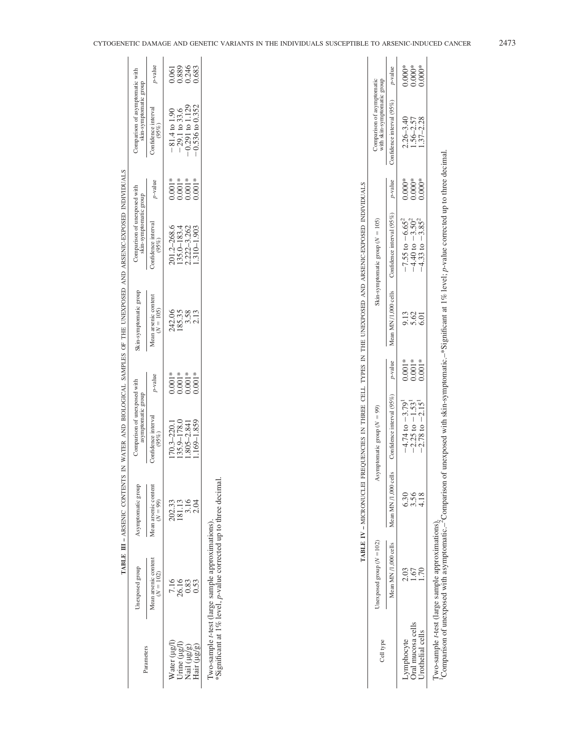**TABLE III – ARSENIC CONTENTS IN WATER AND BIOLOGICAL SAMPLES OF THE UNEXPOSED AND ARSENIC-EXPOSED INDIVIDUALS**

| Parameters | Unexposed group | Asymptomatic group | Comparison of unexposed with asymptomatic group | | Skin-symptomatic group | Comparison of unexposed with skin-symptomatic group | | Comparison of asymptomatic with skin-symptomatic group | |
|---|---|---|---|---|---|---|---|---|---|
| | Mean arsenic content ($N = 102$) | Mean arsenic content ($N = 99$) | Confidence interval (95%) | $p$-value | Mean arsenic content ($N = 105$) | Confidence interval (95%) | $p$-value | Confidence interval (95%) | $p$-value |
| Water (μg/l) | 7.16 | 202.33 | 170.3–220.1 | 0.001* | 242.06 | 201.2–268.6 | 0.001* | −81.4 to 1.90 | 0.061 |
| Urine (μg/l) | 26.16 | 181.13 | 135.9–178.0 | 0.001* | 185.35 | 135.0–183.4 | 0.001* | −29.1 to 33.6 | 0.889 |
| Nail (μg/g) | 0.83 | 3.16 | 1.805–2.841 | 0.001* | 3.58 | 2.222–3.262 | 0.001* | −0.291 to 1.129 | 0.246 |
| Hair (μg/g) | 0.53 | 2.04 | 1.169–1.859 | 0.001* | 2.13 | 1.310–1.903 | 0.001* | −0.536 to 0.352 | 0.683 |

Two-sample $t$-test (large sample approximations).
*Significant at 1% level, $p$-value corrected up to three decimal.

**TABLE IV – MICRONUCLEI FREQUENCIES IN THREE CELL TYPES IN THE UNEXPOSED AND ARSENIC-EXPOSED INDIVIDUALS**

| Cell type | Unexposed group ($N = 102$) | Asymptomatic group ($N = 99$) | | | Skin-symptomatic group ($N = 105$) | | | Comparison of asymptomatic with skin-symptomatic group | |
|---|---|---|---|---|---|---|---|---|---|
| | Mean MN/1,000 cells | Mean MN/1,000 cells | Confidence interval (95%) | $p$-value | Mean MN/1,000 cells | Confidence interval (95%) | $p$-value | Confidence interval (95%) | $p$-value |
| Lymphocyte | 2.03 | 6.30 | −4.74 to −3.79[1] | 0.001* | 9.13 | −7.55 to −6.65[2] | 0.000* | 2.26–3.40 | 0.000* |
| Oral mucosa cells | 1.67 | 3.56 | −2.25 to −1.53[1] | 0.001* | 5.62 | −4.40 to −3.50[2] | 0.000* | 1.56–2.57 | 0.000* |
| Urothelial cells | 1.70 | 4.18 | −2.78 to −2.15[1] | 0.001* | 6.01 | −4.33 to −3.85[2] | 0.000* | 1.37–2.28 | 0.000* |

Two-sample $t$-test (large sample approximations).
[1]Comparison of unexposed with asymptomatic.–[2]Comparison of unexposed with skin-symptomatic.–*Significant at 1% level; $p$-value corrected up to three decimal.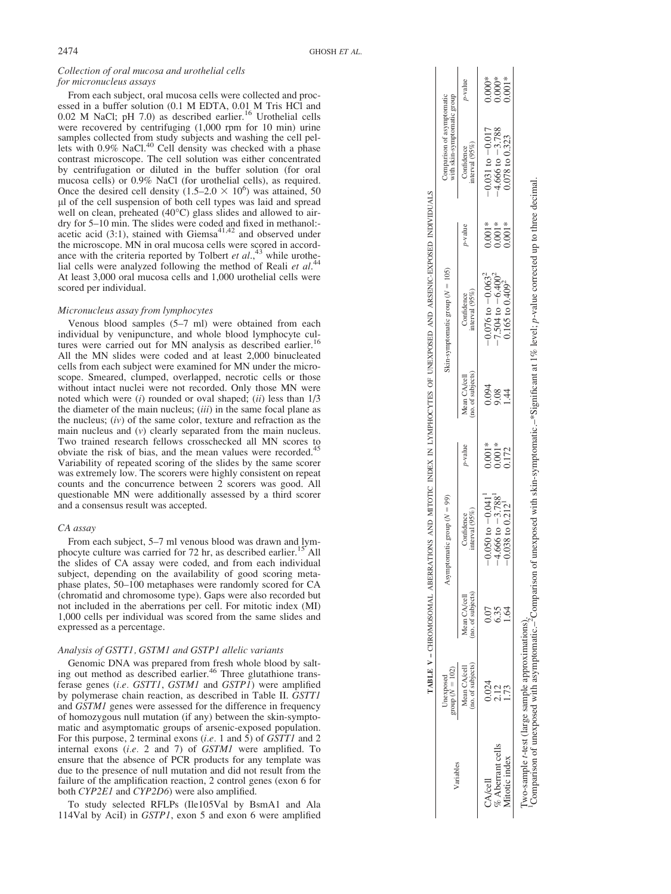### Collection of oral mucosa and urothelial cells for micronucleus assays

From each subject, oral mucosa cells were collected and processed in a buffer solution (0.1 M EDTA, 0.01 M Tris HCl and 0.02 M NaCl; pH 7.0) as described earlier.[16] Urothelial cells were recovered by centrifuging (1,000 rpm for 10 min) urine samples collected from study subjects and washing the cell pellets with 0.9% NaCl.[40] Cell density was checked with a phase contrast microscope. The cell solution was either concentrated by centrifugation or diluted in the buffer solution (for oral mucosa cells) or 0.9% NaCl (for urothelial cells), as required. Once the desired cell density ($1.5–2.0 \times 10^6$) was attained, 50 µl of the cell suspension of both cell types was laid and spread well on clean, preheated (40°C) glass slides and allowed to air-dry for 5–10 min. The slides were coded and fixed in methanol:-acetic acid (3:1), stained with Giemsa[41,42] and observed under the microscope. MN in oral mucosa cells were scored in accordance with the criteria reported by Tolbert *et al*.,[43] while urothelial cells were analyzed following the method of Reali *et al*.[44] At least 3,000 oral mucosa cells and 1,000 urothelial cells were scored per individual.

### Micronucleus assay from lymphocytes

Venous blood samples (5–7 ml) were obtained from each individual by venipuncture, and whole blood lymphocyte cultures were carried out for MN analysis as described earlier.[16] All the MN slides were coded and at least 2,000 binucleated cells from each subject were examined for MN under the microscope. Smeared, clumped, overlapped, necrotic cells or those without intact nuclei were not recorded. Only those MN were noted which were (*i*) rounded or oval shaped; (*ii*) less than 1/3 the diameter of the main nucleus; (*iii*) in the same focal plane as the nucleus; (*iv*) of the same color, texture and refraction as the main nucleus and (*v*) clearly separated from the main nucleus. Two trained research fellows crosschecked all MN scores to obviate the risk of bias, and the mean values were recorded.[45] Variability of repeated scoring of the slides by the same scorer was extremely low. The scorers were highly consistent on repeat counts and the concurrence between 2 scorers was good. All questionable MN were additionally assessed by a third scorer and a consensus result was accepted.

### CA assay

From each subject, 5–7 ml venous blood was drawn and lymphocyte culture was carried for 72 hr, as described earlier.[15] All the slides of CA assay were coded, and from each individual subject, depending on the availability of good scoring metaphase plates, 50–100 metaphases were randomly scored for CA (chromatid and chromosome type). Gaps were also recorded but not included in the aberrations per cell. For mitotic index (MI) 1,000 cells per individual was scored from the same slides and expressed as a percentage.

### Analysis of GSTT1, GSTM1 and GSTP1 allelic variants

Genomic DNA was prepared from fresh whole blood by salting out method as described earlier.[46] Three glutathione transferase genes (*i.e*. *GSTT1*, *GSTM1* and *GSTP1*) were amplified by polymerase chain reaction, as described in Table II. *GSTT1* and *GSTM1* genes were assessed for the difference in frequency of homozygous null mutation (if any) between the skin-symptomatic and asymptomatic groups of arsenic-exposed population. For this purpose, 2 terminal exons (*i.e*. 1 and 5) of *GSTT1* and 2 internal exons (*i.e*. 2 and 7) of *GSTM1* were amplified. To ensure that the absence of PCR products for any template was due to the presence of null mutation and did not result from the failure of the amplification reaction, 2 control genes (exon 6 for both *CYP2E1* and *CYP2D6*) were also amplified.

To study selected RFLPs (Ile105Val by BsmA1 and Ala 114Val by AciI) in *GSTP1*, exon 5 and exon 6 were amplified

**TABLE V – CHROMOSOMAL ABERRATIONS AND MITOTIC INDEX IN LYMPHOCYTES OF UNEXPOSED AND ARSENIC-EXPOSED INDIVIDUALS**

| Variables | Unexposed group (N = 102) | Asymptomatic group (N = 99) | | | Skin-symptomatic group (N = 105) | | | Comparison of asymptomatic with skin-symptomatic group | |
|---|---|---|---|---|---|---|---|---|---|
| | Mean CA/cell (no. of subjects) | Mean CA/cell (no. of subjects) | Confidence interval (95%) | p-value | Mean CA/cell (no. of subjects) | Confidence interval (95%) | p-value | Confidence interval (95%) | p-value |
| CA/cell | 0.024 | 0.07 | −0.050 to −0.041[1] | 0.001* | 0.094 | −0.076 to −0.063[2] | 0.001* | −0.031 to −0.017 | 0.000* |
| % Aberrant cells | 2.12 | 6.35 | −4.666 to −3.788[1] | 0.001* | 9.08 | −7.504 to −6.400[2] | 0.001* | −4.666 to −3.788 | 0.000* |
| Mitotic index | 1.73 | 1.64 | −0.038 to 0.212[1] | 0.172 | 1.44 | 0.165 to 0.409[2] | 0.001* | 0.078 to 0.323 | 0.001* |

Two-sample *t*-test (large sample approximations).
[1]Comparison of unexposed with asymptomatic.–[2]Comparison of unexposed with skin-symptomatic.–*Significant at 1% level; *p*-value corrected up to three decimal.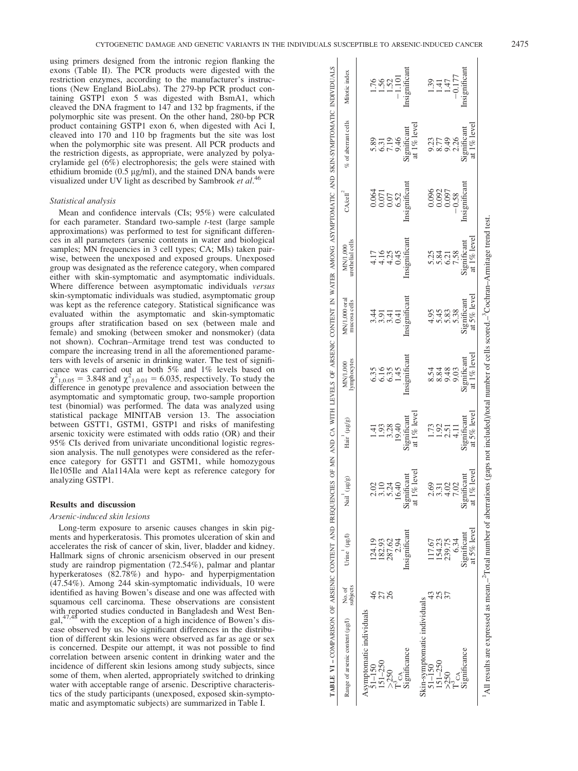using primers designed from the intronic region flanking the exons (Table II). The PCR products were digested with the restriction enzymes, according to the manufacturer's instructions (New England BioLabs). The 279-bp PCR product containing GSTP1 exon 5 was digested with BsmA1, which cleaved the DNA fragment to 147 and 132 bp fragments, if the polymorphic site was present. On the other hand, 280-bp PCR product containing GSTP1 exon 6, when digested with Aci I, cleaved into 170 and 110 bp fragments but the site was lost when the polymorphic site was present. All PCR products and the restriction digests, as appropriate, were analyzed by polyacrylamide gel (6%) electrophoresis; the gels were stained with ethidium bromide (0.5 μg/ml), and the stained DNA bands were visualized under UV light as described by Sambrook *et al*.[46]

### Statistical analysis

Mean and confidence intervals (CIs; 95%) were calculated for each parameter. Standard two-sample *t*-test (large sample approximations) was performed to test for significant differences in all parameters (arsenic contents in water and biological samples; MN frequencies in 3 cell types; CA; MIs) taken pairwise, between the unexposed and exposed groups. Unexposed group was designated as the reference category, when compared either with skin-symptomatic and asymptomatic individuals. Where difference between asymptomatic individuals *versus* skin-symptomatic individuals was studied, asymptomatic group was kept as the reference category. Statistical significance was evaluated within the asymptomatic and skin-symptomatic groups after stratification based on sex (between male and female) and smoking (between smoker and nonsmoker) (data not shown). Cochran–Armitage trend test was conducted to compare the increasing trend in all the aforementioned parameters with levels of arsenic in drinking water. The test of significance was carried out at both 5% and 1% levels based on $\chi^2_{1,0.05} = 3.848$ and $\chi^2_{1,0.01} = 6.035$, respectively. To study the difference in genotype prevalence and association between the asymptomatic and symptomatic group, two-sample proportion test (binomial) was performed. The data was analyzed using statistical package MINITAB version 13. The association between GSTT1, GSTM1, GSTP1 and risks of manifesting arsenic toxicity were estimated with odds ratio (OR) and their 95% CIs derived from univariate unconditional logistic regression analysis. The null genotypes were considered as the reference category for GSTT1 and GSTM1, while homozygous Ile105Ile and Ala114Ala were kept as reference category for analyzing GSTP1.

## Results and discussion

### Arsenic-induced skin lesions

Long-term exposure to arsenic causes changes in skin pigments and hyperkeratosis. This promotes ulceration of skin and accelerates the risk of cancer of skin, liver, bladder and kidney. Hallmark signs of chronic arsenicism observed in our present study are raindrop pigmentation (72.54%), palmar and plantar hyperkeratoses (82.78%) and hypo- and hyperpigmentation (47.54%). Among 244 skin-symptomatic individuals, 10 were identified as having Bowen's disease and one was affected with squamous cell carcinoma. These observations are consistent with reported studies conducted in Bangladesh and West Bengal,[47,48] with the exception of a high incidence of Bowen's disease observed by us. No significant differences in the distribution of different skin lesions were observed as far as age or sex is concerned. Despite our attempt, it was not possible to find correlation between arsenic content in drinking water and the incidence of different skin lesions among study subjects, since some of them, when alerted, appropriately switched to drinking water with acceptable range of arsenic. Descriptive characteristics of the study participants (unexposed, exposed skin-symptomatic and asymptomatic subjects) are summarized in Table I.

**TABLE VI – COMPARISON OF ARSENIC CONTENT AND FREQUENCIES OF MN AND CA WITH LEVELS OF ARSENIC CONTENT IN WATER AMONG ASYMPTOMATIC AND SKIN-SYMPTOMATIC INDIVIDUALS**

| Range of arsenic content (μg/l) | No. of subjects | Urine[1] (μg/l) | Nail[1] (μg/g) | Hair[1] (μg/g) | MN/1,000 lymphocytes | MN/1,000 oral mucosa cells | MN/1,000 urothelial cells | CA/cell[2] | % of aberrant cells | Mitotic index |
|---|---|---|---|---|---|---|---|---|---|---|
| Asymptomatic individuals | | | | | | | | | | |
| 51–150 | 46 | 124.19 | 2.02 | 1.41 | 6.35 | 3.44 | 4.17 | 0.064 | 5.89 | 1.76 |
| 151–250 | 27 | 182.93 | 3.10 | 1.93 | 6.16 | 3.91 | 4.16 | 0.071 | 6.31 | 1.56 |
| >250 | 26 | 287.62 | 5.24 | 3.28 | 6.35 | 3.41 | 4.25 | 0.07 | 7.19 | 1.52 |
| $T^3_{CA}$ | | 2.94 | 16.40 | 19.40 | 1.45 | 0.41 | 0.45 | 6.52 | 9.46 | −1.101 |
| Significance | | Insignificant | Significant at 1% level | Significant at 1% level | Insignificant | Insignificant | Insignificant | Insignificant | Significant at 1% level | Insignificant |
| Skin-symptomatic individuals | | | | | | | | | | |
| 51–150 | 43 | 117.67 | 2.69 | 1.73 | 8.54 | 4.95 | 5.25 | 0.096 | 9.23 | 1.39 |
| 151–250 | 25 | 154.23 | 3.31 | 1.92 | 8.84 | 5.45 | 5.84 | 0.092 | 8.77 | 1.41 |
| >250 | 37 | 239.75 | 4.02 | 2.51 | 9.48 | 5.83 | 6.21 | 0.097 | 9.49 | 1.47 |
| $T^3_{CA}$ | | 6.34 | 7.02 | 4.11 | 9.03 | 5.38 | 7.58 | −0.58 | 2.26 | −0.177 |
| Significance | | Significant at 5% level | Significant at 1% level | Significant at 5% level | Significant at 1% level | Significant at 5% level | Significant at 1% level | Insignificant | Significant at 1% level | Insignificant |

[1]All results are expressed as mean.–[2]Total number of aberrations (gaps not included)/total number of cells scored.–[3]Cochran–Armitage trend test.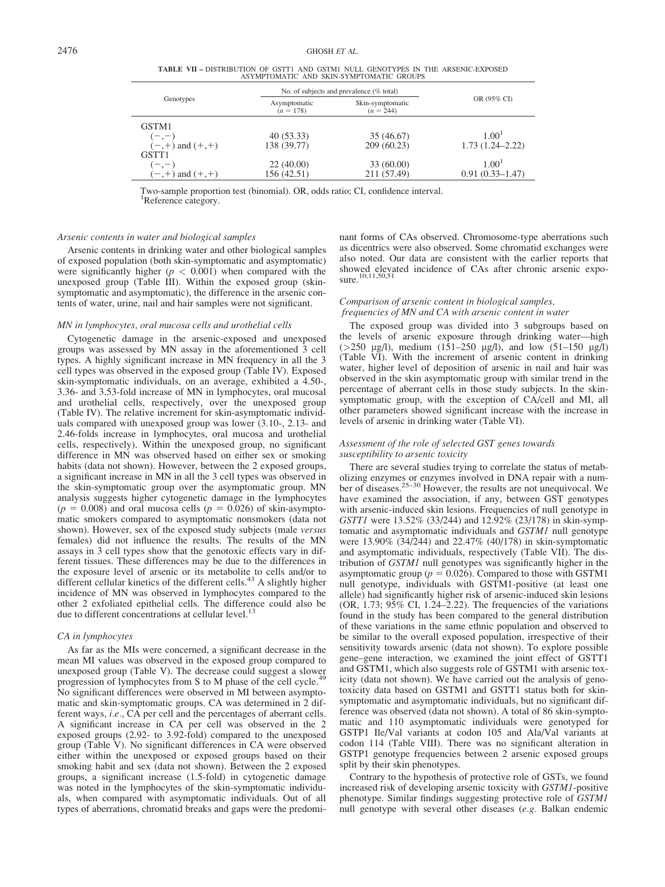**TABLE VII – DISTRIBUTION OF GSTT1 AND GSTM1 NULL GENOTYPES IN THE ARSENIC-EXPOSED ASYMPTOMATIC AND SKIN-SYMPTOMATIC GROUPS**

| Genotypes | No. of subjects and prevalence (% total) | | OR (95% CI) |
|---|---|---|---|
| | Asymptomatic ($n = 178$) | Skin-symptomatic ($n = 244$) | |
| GSTM1 | | | |
| (−,−) | 40 (53.33) | 35 (46.67) | 1.00[1] |
| (−,+) and (+,+) | 138 (39.77) | 209 (60.23) | 1.73 (1.24–2.22) |
| GSTT1 | | | |
| (−,−) | 22 (40.00) | 33 (60.00) | 1.00[1] |
| (−,+) and (+,+) | 156 (42.51) | 211 (57.49) | 0.91 (0.33–1.47) |

Two-sample proportion test (binomial). OR, odds ratio; CI, confidence interval.
[1]Reference category.

### *Arsenic contents in water and biological samples*

Arsenic contents in drinking water and other biological samples of exposed population (both skin-symptomatic and asymptomatic) were significantly higher ($p < 0.001$) when compared with the unexposed group (Table III). Within the exposed group (skin-symptomatic and asymptomatic), the difference in the arsenic contents of water, urine, nail and hair samples were not significant.

### *MN in lymphocytes, oral mucosa cells and urothelial cells*

Cytogenetic damage in the arsenic-exposed and unexposed groups was assessed by MN assay in the aforementioned 3 cell types. A highly significant increase in MN frequency in all the 3 cell types was observed in the exposed group (Table IV). Exposed skin-symptomatic individuals, on an average, exhibited a 4.50-, 3.36- and 3.53-fold increase of MN in lymphocytes, oral mucosal and urothelial cells, respectively, over the unexposed group (Table IV). The relative increment for skin-asymptomatic individuals compared with unexposed group was lower (3.10-, 2.13- and 2.46-folds increase in lymphocytes, oral mucosa and urothelial cells, respectively). Within the unexposed group, no significant difference in MN was observed based on either sex or smoking habits (data not shown). However, between the 2 exposed groups, a significant increase in MN in all the 3 cell types was observed in the skin-symptomatic group over the asymptomatic group. MN analysis suggests higher cytogenetic damage in the lymphocytes ($p = 0.008$) and oral mucosa cells ($p = 0.026$) of skin-asymptomatic smokers compared to asymptomatic nonsmokers (data not shown). However, sex of the exposed study subjects (male *versus* females) did not influence the results. The results of the MN assays in 3 cell types show that the genotoxic effects vary in different tissues. These differences may be due to the differences in the exposure level of arsenic or its metabolite to cells and/or to different cellular kinetics of the different cells.[43] A slightly higher incidence of MN was observed in lymphocytes compared to the other 2 exfoliated epithelial cells. The difference could also be due to different concentrations at cellular level.[13]

### *CA in lymphocytes*

As far as the MIs were concerned, a significant decrease in the mean MI values was observed in the exposed group compared to unexposed group (Table V). The decrease could suggest a slower progression of lymphocytes from S to M phase of the cell cycle.[49] No significant differences were observed in MI between asymptomatic and skin-symptomatic groups. CA was determined in 2 different ways, *i.e*., CA per cell and the percentages of aberrant cells. A significant increase in CA per cell was observed in the 2 exposed groups (2.92- to 3.92-fold) compared to the unexposed group (Table V). No significant differences in CA were observed either within the unexposed or exposed groups based on their smoking habit and sex (data not shown). Between the 2 exposed groups, a significant increase (1.5-fold) in cytogenetic damage was noted in the lymphocytes of the skin-symptomatic individuals, when compared with asymptomatic individuals. Out of all types of aberrations, chromatid breaks and gaps were the predominant forms of CAs observed. Chromosome-type aberrations such as dicentrics were also observed. Some chromatid exchanges were also noted. Our data are consistent with the earlier reports that showed elevated incidence of CAs after chronic arsenic exposure.[10,11,50,51]

### *Comparison of arsenic content in biological samples, frequencies of MN and CA with arsenic content in water*

The exposed group was divided into 3 subgroups based on the levels of arsenic exposure through drinking water—high (>250 μg/l), medium (151–250 μg/l), and low (51–150 μg/l) (Table VI). With the increment of arsenic content in drinking water, higher level of deposition of arsenic in nail and hair was observed in the skin asymptomatic group with similar trend in the percentage of aberrant cells in those study subjects. In the skin-symptomatic group, with the exception of CA/cell and MI, all other parameters showed significant increase with the increase in levels of arsenic in drinking water (Table VI).

### *Assessment of the role of selected GST genes towards susceptibility to arsenic toxicity*

There are several studies trying to correlate the status of metabolizing enzymes or enzymes involved in DNA repair with a number of diseases.[25–30] However, the results are not unequivocal. We have examined the association, if any, between GST genotypes with arsenic-induced skin lesions. Frequencies of null genotype in *GSTT1* were 13.52% (33/244) and 12.92% (23/178) in skin-symptomatic and asymptomatic individuals and *GSTM1* null genotype were 13.90% (34/244) and 22.47% (40/178) in skin-symptomatic and asymptomatic individuals, respectively (Table VII). The distribution of *GSTM1* null genotypes was significantly higher in the asymptomatic group ($p = 0.026$). Compared to those with GSTM1 null genotype, individuals with GSTM1-positive (at least one allele) had significantly higher risk of arsenic-induced skin lesions (OR, 1.73; 95% CI, 1.24–2.22). The frequencies of the variations found in the study has been compared to the general distribution of these variations in the same ethnic population and observed to be similar to the overall exposed population, irrespective of their sensitivity towards arsenic (data not shown). To explore possible gene–gene interaction, we examined the joint effect of GSTT1 and GSTM1, which also suggests role of GSTM1 with arsenic toxicity (data not shown). We have carried out the analysis of genotoxicity data based on GSTM1 and GSTT1 status both for skin-symptomatic and asymptomatic individuals, but no significant difference was observed (data not shown). A total of 86 skin-symptomatic and 110 asymptomatic individuals were genotyped for GSTP1 Ile/Val variants at codon 105 and Ala/Val variants at codon 114 (Table VIII). There was no significant alteration in GSTP1 genotype frequencies between 2 arsenic exposed groups split by their skin phenotypes.

Contrary to the hypothesis of protective role of GSTs, we found increased risk of developing arsenic toxicity with *GSTM1*-positive phenotype. Similar findings suggesting protective role of *GSTM1* null genotype with several other diseases (*e.g.* Balkan endemic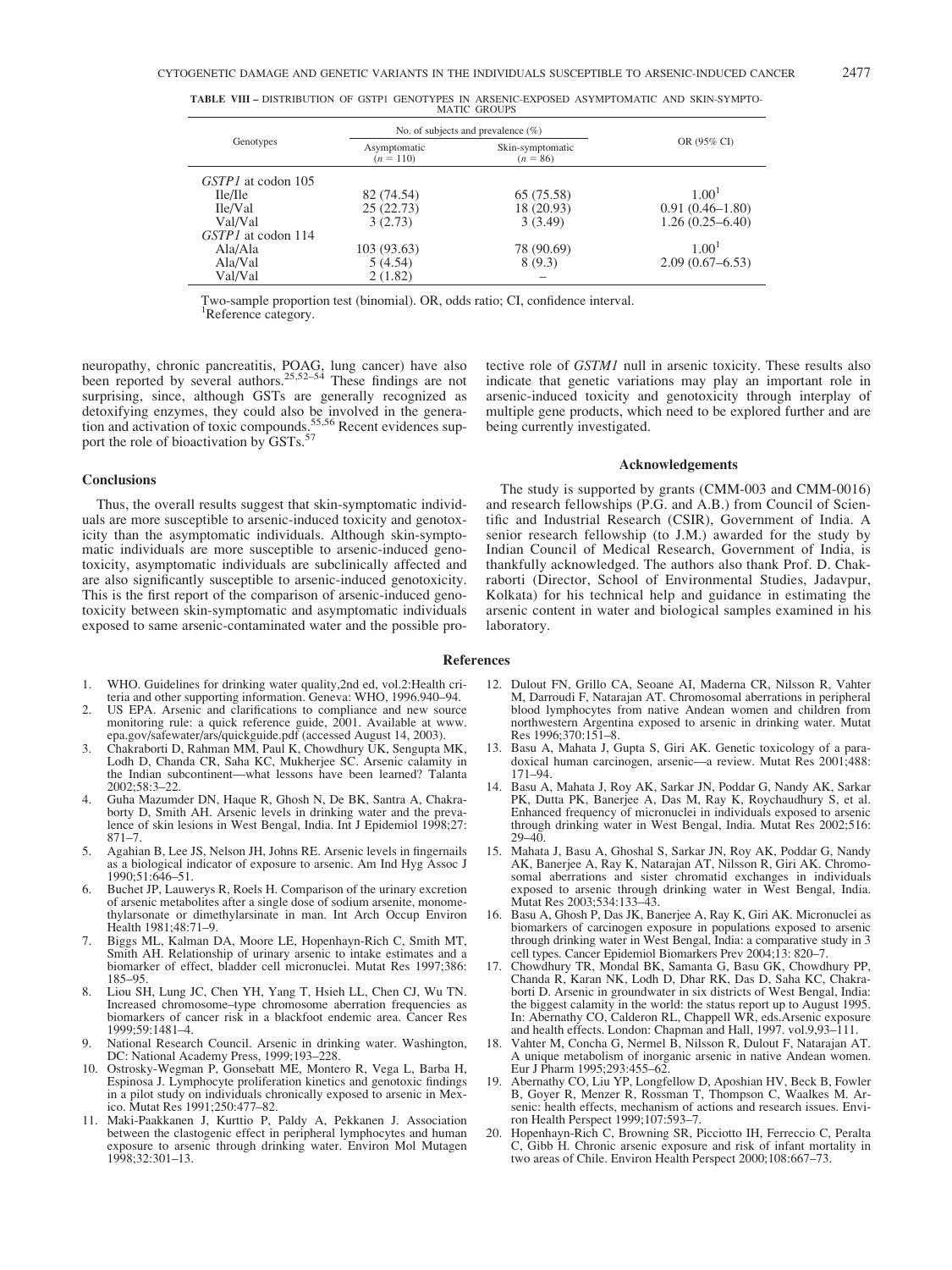**TABLE VIII – DISTRIBUTION OF GSTP1 GENOTYPES IN ARSENIC-EXPOSED ASYMPTOMATIC AND SKIN-SYMPTOMATIC GROUPS**

| Genotypes | No. of subjects and prevalence (%) | | OR (95% CI) |
|---|---|---|---|
| | Asymptomatic ($n = 110$) | Skin-symptomatic ($n = 86$) | |
| *GSTP1* at codon 105 | | | |
| Ile/Ile | 82 (74.54) | 65 (75.58) | 1.00[1] |
| Ile/Val | 25 (22.73) | 18 (20.93) | 0.91 (0.46–1.80) |
| Val/Val | 3 (2.73) | 3 (3.49) | 1.26 (0.25–6.40) |
| *GSTP1* at codon 114 | | | |
| Ala/Ala | 103 (93.63) | 78 (90.69) | 1.00[1] |
| Ala/Val | 5 (4.54) | 8 (9.3) | 2.09 (0.67–6.53) |
| Val/Val | 2 (1.82) | – | |

Two-sample proportion test (binomial). OR, odds ratio; CI, confidence interval.
[1]Reference category.

neuropathy, chronic pancreatitis, POAG, lung cancer) have also been reported by several authors.[25,52–54] These findings are not surprising, since, although GSTs are generally recognized as detoxifying enzymes, they could also be involved in the generation and activation of toxic compounds.[55,56] Recent evidences support the role of bioactivation by GSTs.[57]

### Conclusions

Thus, the overall results suggest that skin-symptomatic individuals are more susceptible to arsenic-induced toxicity and genotoxicity than the asymptomatic individuals. Although skin-symptomatic individuals are more susceptible to arsenic-induced genotoxicity, asymptomatic individuals are subclinically affected and are also significantly susceptible to arsenic-induced genotoxicity. This is the first report of the comparison of arsenic-induced genotoxicity between skin-symptomatic and asymptomatic individuals exposed to same arsenic-contaminated water and the possible protective role of *GSTM1* null in arsenic toxicity. These results also indicate that genetic variations may play an important role in arsenic-induced toxicity and genotoxicity through interplay of multiple gene products, which need to be explored further and are being currently investigated.

### Acknowledgements

The study is supported by grants (CMM-003 and CMM-0016) and research fellowships (P.G. and A.B.) from Council of Scientific and Industrial Research (CSIR), Government of India. A senior research fellowship (to J.M.) awarded for the study by Indian Council of Medical Research, Government of India, is thankfully acknowledged. The authors also thank Prof. D. Chakraborti (Director, School of Environmental Studies, Jadavpur, Kolkata) for his technical help and guidance in estimating the arsenic content in water and biological samples examined in his laboratory.

## References

1. WHO. Guidelines for drinking water quality,2nd ed, vol.2:Health criteria and other supporting information. Geneva: WHO, 1996.940–94.
2. US EPA. Arsenic and clarifications to compliance and new source monitoring rule: a quick reference guide, 2001. Available at www.epa.gov/safewater/ars/quickguide.pdf (accessed August 14, 2003).
3. Chakraborti D, Rahman MM, Paul K, Chowdhury UK, Sengupta MK, Lodh D, Chanda CR, Saha KC, Mukherjee SC. Arsenic calamity in the Indian subcontinent—what lessons have been learned? Talanta 2002;58:3–22.
4. Guha Mazumder DN, Haque R, Ghosh N, De BK, Santra A, Chakraborty D, Smith AH. Arsenic levels in drinking water and the prevalence of skin lesions in West Bengal, India. Int J Epidemiol 1998;27:871–7.
5. Agahian B, Lee JS, Nelson JH, Johns RE. Arsenic levels in fingernails as a biological indicator of exposure to arsenic. Am Ind Hyg Assoc J 1990;51:646–51.
6. Buchet JP, Lauwerys R, Roels H. Comparison of the urinary excretion of arsenic metabolites after a single dose of sodium arsenite, monomethylarsonate or dimethylarsinate in man. Int Arch Occup Environ Health 1981;48:71–9.
7. Biggs ML, Kalman DA, Moore LE, Hopenhayn-Rich C, Smith MT, Smith AH. Relationship of urinary arsenic to intake estimates and a biomarker of effect, bladder cell micronuclei. Mutat Res 1997;386:185–95.
8. Liou SH, Lung JC, Chen YH, Yang T, Hsieh LL, Chen CJ, Wu TN. Increased chromosome–type chromosome aberration frequencies as biomarkers of cancer risk in a blackfoot endemic area. Cancer Res 1999;59:1481–4.
9. National Research Council. Arsenic in drinking water. Washington, DC: National Academy Press, 1999;193–228.
10. Ostrosky-Wegman P, Gonsebatt ME, Montero R, Vega L, Barba H, Espinosa J. Lymphocyte proliferation kinetics and genotoxic findings in a pilot study on individuals chronically exposed to arsenic in Mexico. Mutat Res 1991;250:477–82.
11. Maki-Paakkanen J, Kurttio P, Paldy A, Pekkanen J. Association between the clastogenic effect in peripheral lymphocytes and human exposure to arsenic through drinking water. Environ Mol Mutagen 1998;32:301–13.
12. Dulout FN, Grillo CA, Seoane AI, Maderna CR, Nilsson R, Vahter M, Darroudi F, Natarajan AT. Chromosomal aberrations in peripheral blood lymphocytes from native Andean women and children from northwestern Argentina exposed to arsenic in drinking water. Mutat Res 1996;370:151–8.
13. Basu A, Mahata J, Gupta S, Giri AK. Genetic toxicology of a paradoxical human carcinogen, arsenic—a review. Mutat Res 2001;488:171–94.
14. Basu A, Mahata J, Roy AK, Sarkar JN, Poddar G, Nandy AK, Sarkar PK, Dutta PK, Banerjee A, Das M, Ray K, Roychaudhury S, et al. Enhanced frequency of micronuclei in individuals exposed to arsenic through drinking water in West Bengal, India. Mutat Res 2002;516:29–40.
15. Mahata J, Basu A, Ghoshal S, Sarkar JN, Roy AK, Poddar G, Nandy AK, Banerjee A, Ray K, Natarajan AT, Nilsson R, Giri AK. Chromosomal aberrations and sister chromatid exchanges in individuals exposed to arsenic through drinking water in West Bengal, India. Mutat Res 2003;534:133–43.
16. Basu A, Ghosh P, Das JK, Banerjee A, Ray K, Giri AK. Micronuclei as biomarkers of carcinogen exposure in populations exposed to arsenic through drinking water in West Bengal, India: a comparative study in 3 cell types. Cancer Epidemiol Biomarkers Prev 2004;13: 820–7.
17. Chowdhury TR, Mondal BK, Samanta G, Basu GK, Chowdhury PP, Chanda R, Karan NK, Lodh D, Dhar RK, Das D, Saha KC, Chakraborti D. Arsenic in groundwater in six districts of West Bengal, India: the biggest calamity in the world: the status report up to August 1995. In: Abernathy CO, Calderon RL, Chappell WR, eds.Arsenic exposure and health effects. London: Chapman and Hall, 1997. vol.9,93–111.
18. Vahter M, Concha G, Nermel B, Nilsson R, Dulout F, Natarajan AT. A unique metabolism of inorganic arsenic in native Andean women. Eur J Pharm 1995;293:455–62.
19. Abernathy CO, Liu YP, Longfellow D, Aposhian HV, Beck B, Fowler B, Goyer R, Menzer R, Rossman T, Thompson C, Waalkes M. Arsenic: health effects, mechanism of actions and research issues. Environ Health Perspect 1999;107:593–7.
20. Hopenhayn-Rich C, Browning SR, Picciotto IH, Ferreccio C, Peralta C, Gibb H. Chronic arsenic exposure and risk of infant mortality in two areas of Chile. Environ Health Perspect 2000;108:667–73.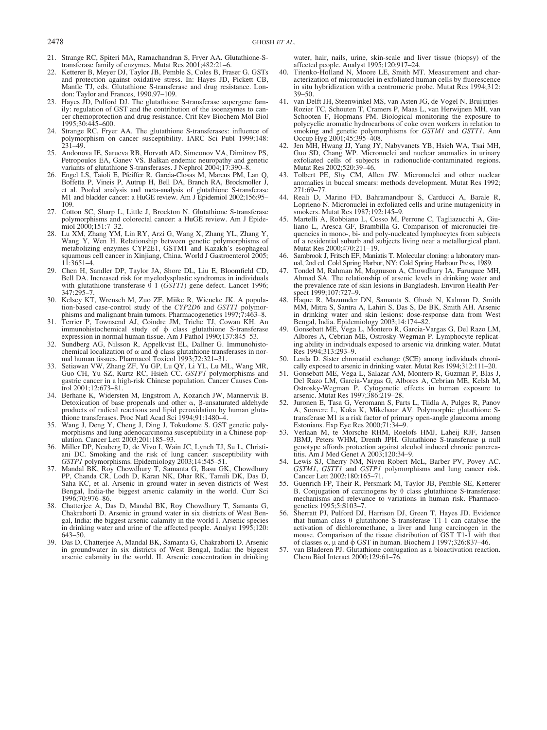21. Strange RC, Spiteri MA, Ramachandran S, Fryer AA. Glutathione-S-transferase family of enzymes. Mutat Res 2001;482:21–6.
22. Ketterer B, Meyer DJ, Taylor JB, Pemble S, Coles B, Fraser G. GSTs and protection against oxidative stress. In: Hayes JD, Pickett CB, Mantle TJ, eds. Glutathione S-transferase and drug resistance. London: Taylor and Frances, 1990.97–109.
23. Hayes JD, Pulford DJ. The glutathione S-transferase supergene family: regulation of GST and the contribution of the isoenzymes to cancer chemoprotection and drug resistance. Crit Rev Biochem Mol Biol 1995;30:445–600.
24. Strange RC, Fryer AA. The glutathione S-transferases: influence of polymorphism on cancer susceptibility. IARC Sci Publ 1999;148: 231–49.
25. Andonova IE, Sarueva RB, Horvath AD, Simeonov VA, Dimitrov PS, Petropoulos EA, Ganev VS. Balkan endemic neuropathy and genetic variants of glutathione S-transferases. J Nephrol 2004;17:390–8.
26. Engel LS, Taioli E, Pfeiffer R, Garcia-Closas M, Marcus PM, Lan Q, Boffetta P, Vineis P, Autrup H, Bell DA, Branch RA, Brockmoller J, et al. Pooled analysis and meta-analysis of glutathione S-transferase M1 and bladder cancer: a HuGE review. Am J Epidemiol 2002;156:95–109.
27. Cotton SC, Sharp L, Little J, Brockton N. Glutathione S-transferase polymorphisms and colorectal cancer: a HuGE review. Am J Epidemiol 2000;151:7–32.
28. Lu XM, Zhang YM, Lin RY, Arzi G, Wang X, Zhang YL, Zhang Y, Wang Y, Wen H. Relationship between genetic polymorphisms of metabolizing enzymes CYP2E1, GSTM1 and Kazakh's esophageal squamous cell cancer in Xinjiang, China. World J Gastroenterol 2005; 11:3651–4.
29. Chen H, Sandler DP, Taylor JA, Shore DL, Liu E, Bloomfield CD, Bell DA. Increased risk for myelodysplastic syndromes in individuals with glutathione transferase θ 1 (*GSTT1*) gene defect. Lancet 1996; 347:295–7.
30. Kelsey KT, Wrensch M, Zuo ZF, Miike R, Wiencke JK. A population-based case-control study of the *CYP2D6* and *GSTT1* polymorphisms and malignant brain tumors. Pharmacogenetics 1997;7:463–8.
31. Terrier P, Townsend AJ, Coindre JM, Triche TJ, Cowan KH. An immunohistochemical study of ϕ class glutathione S-transferase expression in normal human tissue. Am J Pathol 1990;137:845–53.
32. Sundberg AG, Nilsson R, Appelkvist EL, Dallner G. Immunohistochemical localization of α and ϕ class glutathione transferases in normal human tissues. Pharmacol Toxicol 1993;72:321–31.
33. Setiawan VW, Zhang ZF, Yu GP, Lu QY, Li YL, Lu ML, Wang MR, Guo CH, Yu SZ, Kurtz RC, Hsieh CC. *GSTP1* polymorphisms and gastric cancer in a high-risk Chinese population. Cancer Causes Control 2001;12:673–81.
34. Berhane K, Widersten M, Engstrom A, Kozarich JW, Mannervik B. Detoxication of base propenals and other α, β-unsaturated aldehyde products of radical reactions and lipid peroxidation by human glutathione transferases. Proc Natl Acad Sci 1994;91:1480–4.
35. Wang J, Deng Y, Cheng J, Ding J, Tokudome S. GST genetic polymorphisms and lung adenocarcinoma susceptibility in a Chinese population. Cancer Lett 2003;201:185–93.
36. Miller DP, Neuberg D, de Vivo I, Wain JC, Lynch TJ, Su L, Christiani DC. Smoking and the risk of lung cancer: susceptibility with *GSTP1* polymorphisms. Epidemiology 2003;14:545–51.
37. Mandal BK, Roy Chowdhury T, Samanta G, Basu GK, Chowdhury PP, Chanda CR, Lodh D, Karan NK, Dhar RK, Tamili DK, Das D, Saha KC, et al. Arsenic in ground water in seven districts of West Bengal, India-the biggest arsenic calamity in the world. Curr Sci 1996;70:976–86.
38. Chatterjee A, Das D, Mandal BK, Roy Chowdhury T, Samanta G, Chakraborti D. Arsenic in ground water in six districts of West Bengal, India: the biggest arsenic calamity in the world I. Arsenic species in drinking water and urine of the affected people. Analyst 1995;120: 643–50.
39. Das D, Chatterjee A, Mandal BK, Samanta G, Chakraborti D. Arsenic in groundwater in six districts of West Bengal, India: the biggest arsenic calamity in the world. II. Arsenic concentration in drinking water, hair, nails, urine, skin-scale and liver tissue (biopsy) of the affected people. Analyst 1995;120:917–24.
40. Titenko-Holland N, Moore LE, Smith MT. Measurement and characterization of micronuclei in exfoliated human cells by fluorescence in situ hybridization with a centromeric probe. Mutat Res 1994;312: 39–50.
41. van Delft JH, Steenwinkel MS, van Asten JG, de Vogel N, Bruijntjes-Rozier TC, Schouten T, Cramers P, Maas L, van Herwijnen MH, van Schooten F, Hopmans PM. Biological monitoring the exposure to polycyclic aromatic hydrocarbons of coke oven workers in relation to smoking and genetic polymorphisms for *GSTM1* and *GSTT1*. Ann Occup Hyg 2001;45:395–408.
42. Jen MH, Hwang JJ, Yang JY, Nabyvanets YB, Hsieh WA, Tsai MH, Guo SD, Chang WP. Micronuclei and nuclear anomalies in urinary exfoliated cells of subjects in radionuclide-contaminated regions. Mutat Res 2002;520:39–46.
43. Tolbert PE, Shy CM, Allen JW. Micronuclei and other nuclear anomalies in buccal smears: methods development. Mutat Res 1992; 271:69–77.
44. Reali D, Marino FD, Bahramandpour S, Carducci A, Barale R, Loprieno N. Micronuclei in exfoliated cells and urine mutagenicity in smokers. Mutat Res 1987;192:145–9.
45. Martelli A, Robbiano L, Cosso M, Perrone C, Tagliazucchi A, Giuliano L, Aresca GF, Brambilla G. Comparison of micronuclei frequencies in mono-, bi- and poly-nucleated lymphocytes from subjects of a residential suburb and subjects living near a metallurgical plant. Mutat Res 2000;470:211–19.
46. Sambrook J, Fritsch EF, Maniatis T. Molecular cloning: a laboratory manual, 2nd ed. Cold Spring Harbor, NY: Cold Spring Harbour Press, 1989.
47. Tondel M, Rahman M, Magnuson A, Chowdhury IA, Faruquee MH, Ahmad SA. The relationship of arsenic levels in drinking water and the prevalence rate of skin lesions in Bangladesh. Environ Health Perspect 1999;107:727–9.
48. Haque R, Mazumder DN, Samanta S, Ghosh N, Kalman D, Smith MM, Mitra S, Santra A, Lahiri S, Das S, De BK, Smith AH. Arsenic in drinking water and skin lesions: dose-response data from West Bengal, India. Epidemiology 2003;14:174–82.
49. Gonsebatt ME, Vega L, Montero R, Garcia-Vargas G, Del Razo LM, Albores A, Cebrian ME, Ostrosky-Wegman P. Lymphocyte replicating ability in individuals exposed to arsenic via drinking water. Mutat Res 1994;313:293–9.
50. Lerda D. Sister chromatid exchange (SCE) among individuals chronically exposed to arsenic in drinking water. Mutat Res 1994;312:111–20.
51. Gonsebatt ME, Vega L, Salazar AM, Montero R, Guzman P, Blas J, Del Razo LM, Garcia-Vargas G, Albores A, Cebrian ME, Kelsh M, Ostrosky-Wegman P. Cytogenetic effects in human exposure to arsenic. Mutat Res 1997;386:219–28.
52. Juronen E, Tasa G, Veromann S, Parts L, Tiidla A, Pulges R, Panov A, Soovere L, Koka K, Mikelsaar AV. Polymorphic glutathione S-transferase M1 is a risk factor of primary open-angle glaucoma among Estonians. Exp Eye Res 2000;71:34–9.
53. Verlaan M, te Morsche RHM, Roelofs HMJ, Laheij RJF, Jansen JBMJ, Peters WHM, Drenth JPH. Glutathione S-transferase μ null genotype affords protection against alcohol induced chronic pancreatitis. Am J Med Genet A 2003;120:34–9.
54. Lewis SJ, Cherry NM, Niven Robert McL, Barber PV, Povey AC. *GSTM1*, *GSTT1* and *GSTP1* polymorphisms and lung cancer risk. Cancer Lett 2002;180:165–71.
55. Guenrich FP, Their R, Persmark M, Taylor JB, Pemble SE, Ketterer B. Conjugation of carcinogens by θ class glutathione S-transferase: mechanisms and relevance to variations in human risk. Pharmacogenetics 1995;5:S103–7.
56. Sherratt PJ, Pulford DJ, Harrison DJ, Green T, Hayes JD. Evidence that human class θ glutathione S-transferase T1-1 can catalyse the activation of dichloromethane, a liver and lung carcinogen in the mouse. Comparison of the tissue distribution of GST T1-1 with that of classes α, μ and ϕ GST in human. Biochem J 1997;326:837–46.
57. van Bladeren PJ. Glutathione conjugation as a bioactivation reaction. Chem Biol Interact 2000;129:61–76.